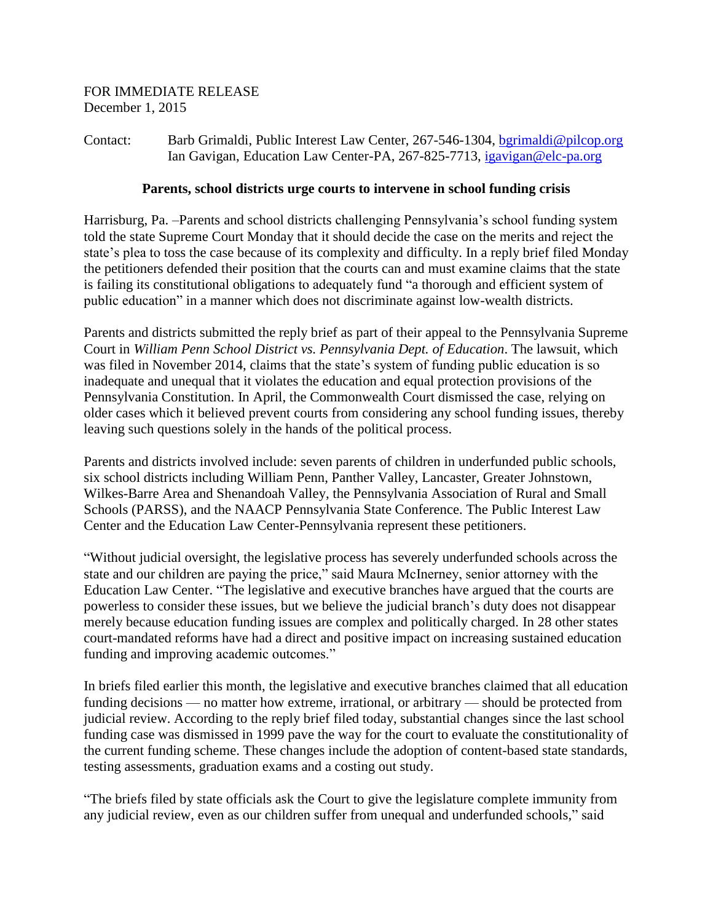FOR IMMEDIATE RELEASE
December 1, 2015

Contact: Barb Grimaldi, Public Interest Law Center, 267-546-1304, bgrimaldi@pilcop.org
Ian Gavigan, Education Law Center-PA, 267-825-7713, igavigan@elc-pa.org

**Parents, school districts urge courts to intervene in school funding crisis**

Harrisburg, Pa. –Parents and school districts challenging Pennsylvania's school funding system told the state Supreme Court Monday that it should decide the case on the merits and reject the state's plea to toss the case because of its complexity and difficulty. In a reply brief filed Monday the petitioners defended their position that the courts can and must examine claims that the state is failing its constitutional obligations to adequately fund "a thorough and efficient system of public education" in a manner which does not discriminate against low-wealth districts.

Parents and districts submitted the reply brief as part of their appeal to the Pennsylvania Supreme Court in *William Penn School District vs. Pennsylvania Dept. of Education*. The lawsuit, which was filed in November 2014, claims that the state's system of funding public education is so inadequate and unequal that it violates the education and equal protection provisions of the Pennsylvania Constitution. In April, the Commonwealth Court dismissed the case, relying on older cases which it believed prevent courts from considering any school funding issues, thereby leaving such questions solely in the hands of the political process.

Parents and districts involved include: seven parents of children in underfunded public schools, six school districts including William Penn, Panther Valley, Lancaster, Greater Johnstown, Wilkes-Barre Area and Shenandoah Valley, the Pennsylvania Association of Rural and Small Schools (PARSS), and the NAACP Pennsylvania State Conference. The Public Interest Law Center and the Education Law Center-Pennsylvania represent these petitioners.

"Without judicial oversight, the legislative process has severely underfunded schools across the state and our children are paying the price," said Maura McInerney, senior attorney with the Education Law Center. "The legislative and executive branches have argued that the courts are powerless to consider these issues, but we believe the judicial branch's duty does not disappear merely because education funding issues are complex and politically charged. In 28 other states court-mandated reforms have had a direct and positive impact on increasing sustained education funding and improving academic outcomes."

In briefs filed earlier this month, the legislative and executive branches claimed that all education funding decisions — no matter how extreme, irrational, or arbitrary — should be protected from judicial review. According to the reply brief filed today, substantial changes since the last school funding case was dismissed in 1999 pave the way for the court to evaluate the constitutionality of the current funding scheme. These changes include the adoption of content-based state standards, testing assessments, graduation exams and a costing out study.

"The briefs filed by state officials ask the Court to give the legislature complete immunity from any judicial review, even as our children suffer from unequal and underfunded schools," said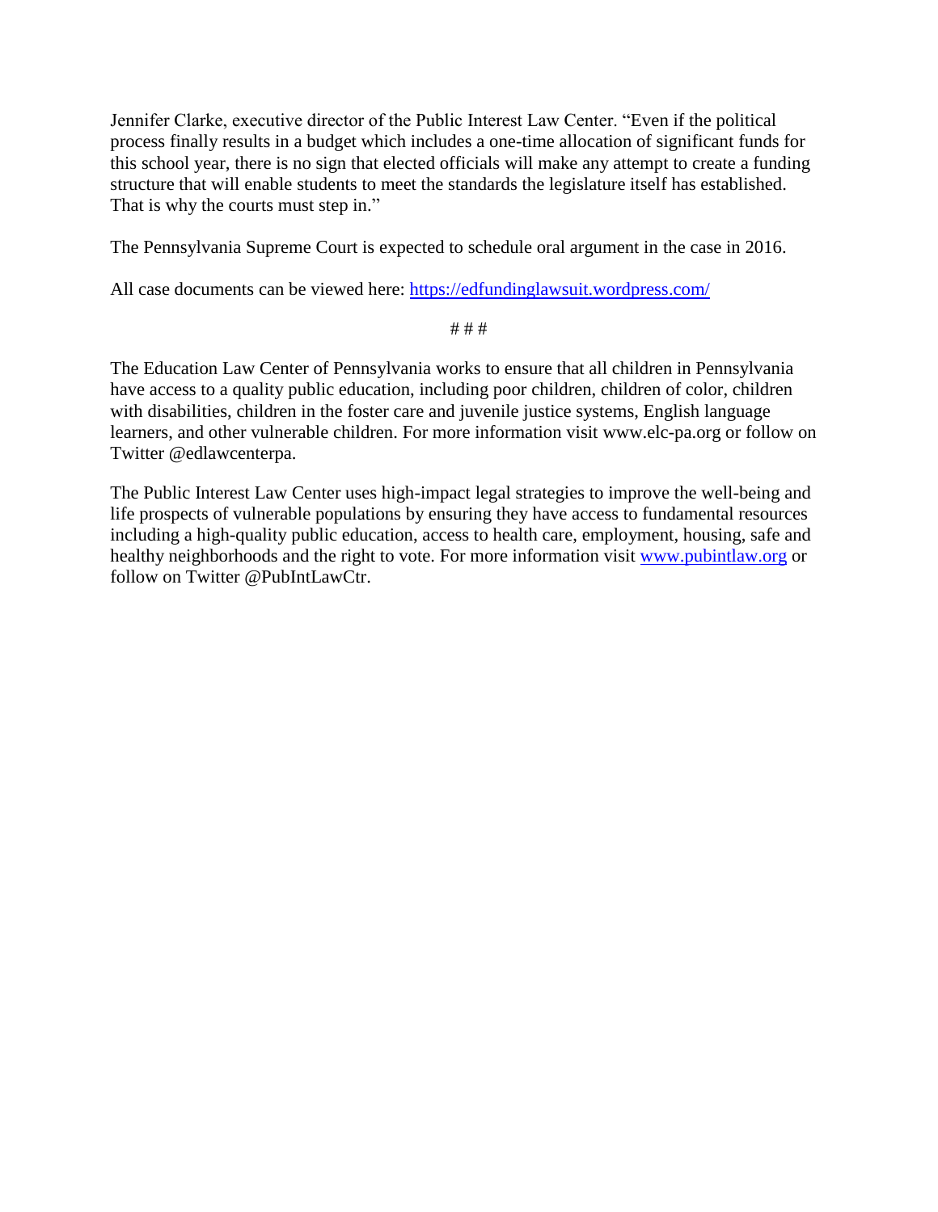Jennifer Clarke, executive director of the Public Interest Law Center. "Even if the political process finally results in a budget which includes a one-time allocation of significant funds for this school year, there is no sign that elected officials will make any attempt to create a funding structure that will enable students to meet the standards the legislature itself has established. That is why the courts must step in."

The Pennsylvania Supreme Court is expected to schedule oral argument in the case in 2016.

All case documents can be viewed here: [https://edfundinglawsuit.wordpress.com/](https://edfundinglawsuit.wordpress.com/)

# # #

The Education Law Center of Pennsylvania works to ensure that all children in Pennsylvania have access to a quality public education, including poor children, children of color, children with disabilities, children in the foster care and juvenile justice systems, English language learners, and other vulnerable children. For more information visit www.elc-pa.org or follow on Twitter @edlawcenterpa.

The Public Interest Law Center uses high-impact legal strategies to improve the well-being and life prospects of vulnerable populations by ensuring they have access to fundamental resources including a high-quality public education, access to health care, employment, housing, safe and healthy neighborhoods and the right to vote. For more information visit [www.pubintlaw.org](www.pubintlaw.org) or follow on Twitter @PubIntLawCtr.